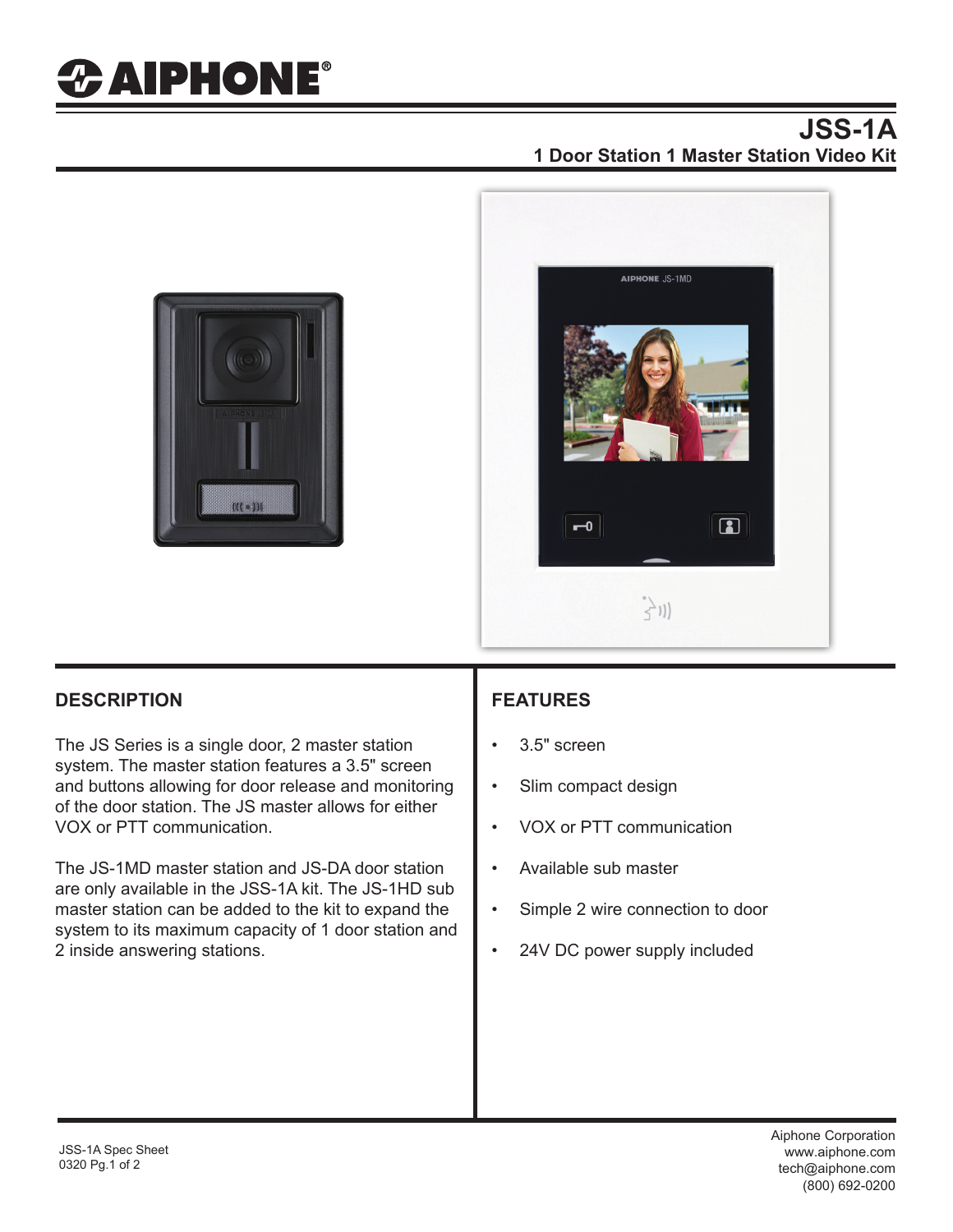# JSS-1A

## 1 Door Station 1 Master Station Video Kit

## DESCRIPTION

The JS Series is a single door, 2 master station system. The master station features a 3.5" screen and buttons allowing for door release and monitoring of the door station. The JS master allows for either VOX or PTT communication.

The JS-1MD master station and JS-DA door station are only available in the JSS-1A kit. The JS-1HD sub master station can be added to the kit to expand the system to its maximum capacity of 1 door station and 2 inside answering stations.

## FEATURES

- 3.5" screen
- Slim compact design
- VOX or PTT communication
- Available sub master
- Simple 2 wire connection to door
- 24V DC power supply included

Aiphone Corporation
www.aiphone.com
tech@aiphone.com
(800) 692-0200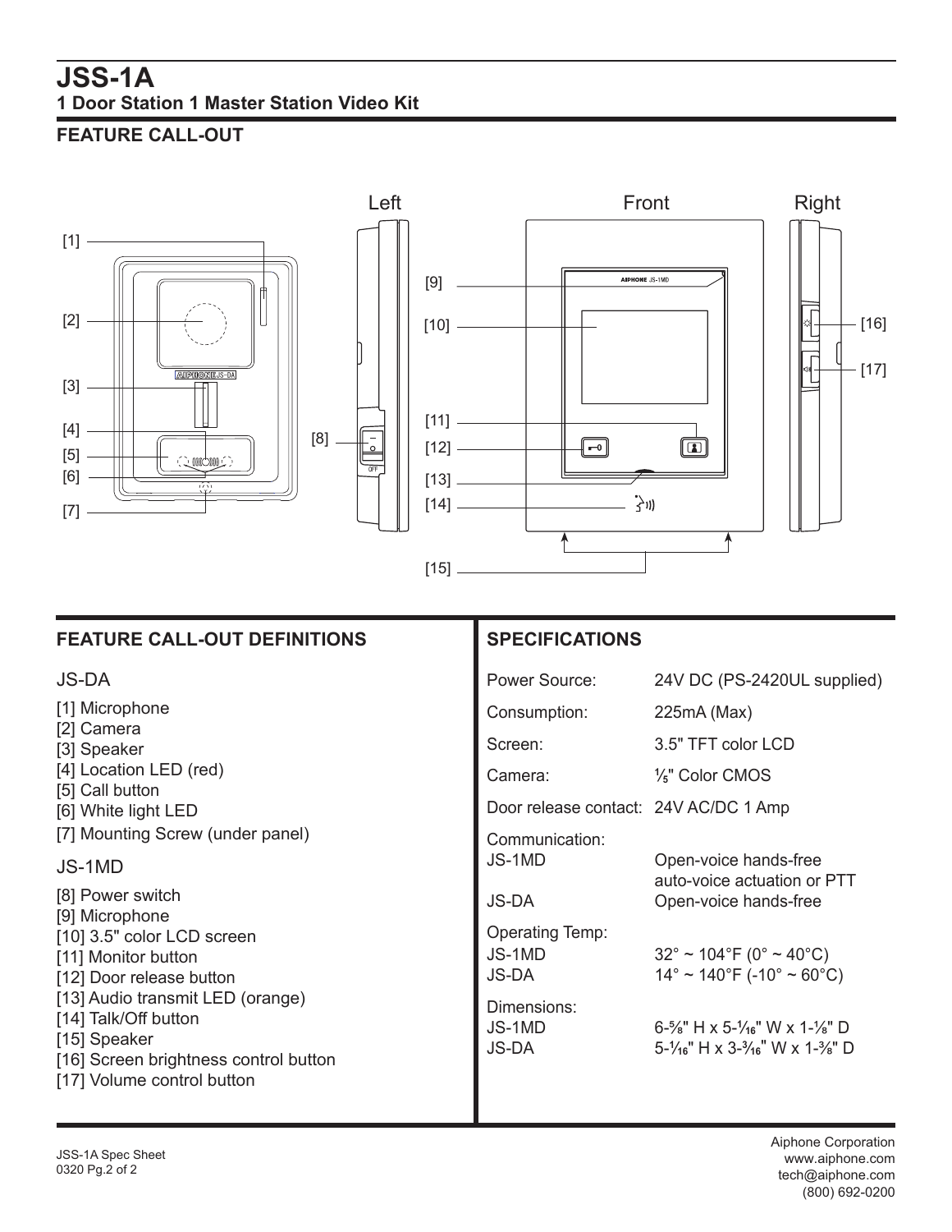# JSS-1A

**1 Door Station 1 Master Station Video Kit**

## FEATURE CALL-OUT

Left

Front

Right

[1]

[2]

[3]

[4]

[5]

[6]

[7]

[8]

[9]

[10]

[11]

[12]

[13]

[14]

[15]

[16]

[17]

## FEATURE CALL-OUT DEFINITIONS

JS-DA

[1] Microphone
[2] Camera
[3] Speaker
[4] Location LED (red)
[5] Call button
[6] White light LED
[7] Mounting Screw (under panel)

JS-1MD

[8] Power switch
[9] Microphone
[10] 3.5" color LCD screen
[11] Monitor button
[12] Door release button
[13] Audio transmit LED (orange)
[14] Talk/Off button
[15] Speaker
[16] Screen brightness control button
[17] Volume control button

## SPECIFICATIONS

| | |
|---|---|
| Power Source: | 24V DC (PS-2420UL supplied) |
| Consumption: | 225mA (Max) |
| Screen: | 3.5" TFT color LCD |
| Camera: | 1⁄5" Color CMOS |
| Door release contact: | 24V AC/DC 1 Amp |
| Communication: | |
| JS-1MD | Open-voice hands-free auto-voice actuation or PTT |
| JS-DA | Open-voice hands-free |
| Operating Temp: | |
| JS-1MD | 32° ~ 104°F (0° ~ 40°C) |
| JS-DA | 14° ~ 140°F (-10° ~ 60°C) |
| Dimensions: | |
| JS-1MD | 6-5⁄8" H x 5-1⁄16" W x 1-1⁄8" D |
| JS-DA | 5-1⁄16" H x 3-3⁄16" W x 1-3⁄8" D |

JSS-1A Spec Sheet
0320

Aiphone Corporation
www.aiphone.com
tech@aiphone.com
(800) 692-0200